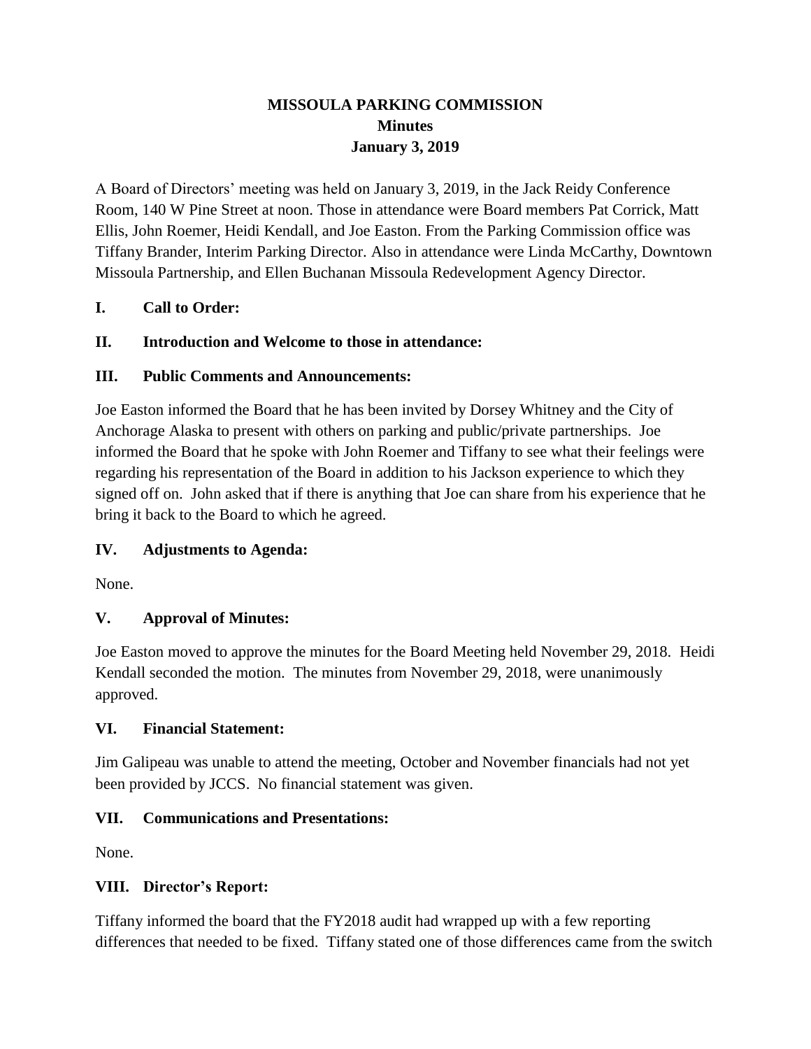# MISSOULA PARKING COMMISSION
## Minutes
## January 3, 2019

A Board of Directors' meeting was held on January 3, 2019, in the Jack Reidy Conference Room, 140 W Pine Street at noon. Those in attendance were Board members Pat Corrick, Matt Ellis, John Roemer, Heidi Kendall, and Joe Easton. From the Parking Commission office was Tiffany Brander, Interim Parking Director. Also in attendance were Linda McCarthy, Downtown Missoula Partnership, and Ellen Buchanan Missoula Redevelopment Agency Director.

### I. Call to Order:

### II. Introduction and Welcome to those in attendance:

### III. Public Comments and Announcements:

Joe Easton informed the Board that he has been invited by Dorsey Whitney and the City of Anchorage Alaska to present with others on parking and public/private partnerships. Joe informed the Board that he spoke with John Roemer and Tiffany to see what their feelings were regarding his representation of the Board in addition to his Jackson experience to which they signed off on. John asked that if there is anything that Joe can share from his experience that he bring it back to the Board to which he agreed.

### IV. Adjustments to Agenda:

None.

### V. Approval of Minutes:

Joe Easton moved to approve the minutes for the Board Meeting held November 29, 2018. Heidi Kendall seconded the motion. The minutes from November 29, 2018, were unanimously approved.

### VI. Financial Statement:

Jim Galipeau was unable to attend the meeting, October and November financials had not yet been provided by JCCS. No financial statement was given.

### VII. Communications and Presentations:

None.

### VIII. Director's Report:

Tiffany informed the board that the FY2018 audit had wrapped up with a few reporting differences that needed to be fixed. Tiffany stated one of those differences came from the switch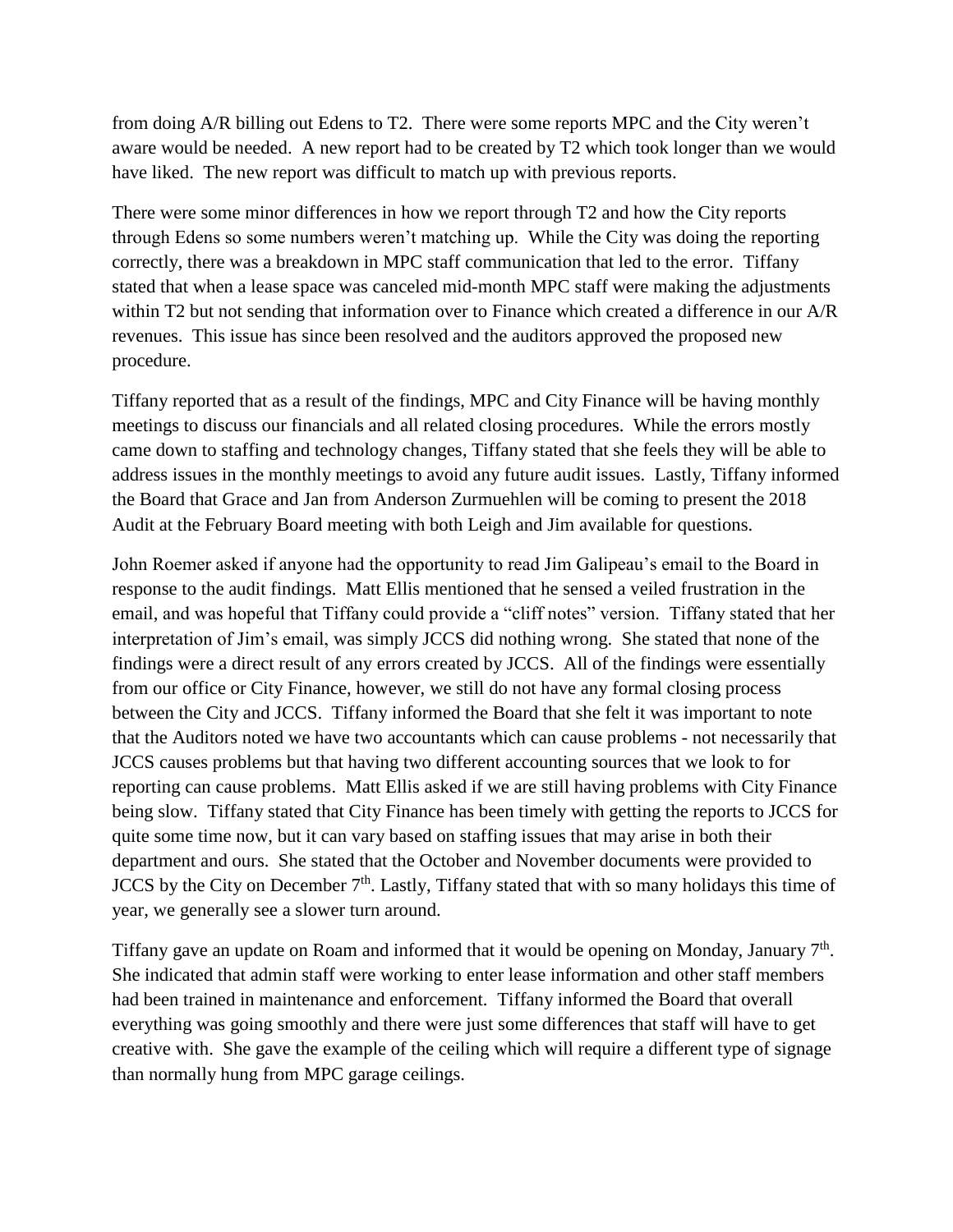from doing A/R billing out Edens to T2. There were some reports MPC and the City weren't aware would be needed. A new report had to be created by T2 which took longer than we would have liked. The new report was difficult to match up with previous reports.

There were some minor differences in how we report through T2 and how the City reports through Edens so some numbers weren't matching up. While the City was doing the reporting correctly, there was a breakdown in MPC staff communication that led to the error. Tiffany stated that when a lease space was canceled mid-month MPC staff were making the adjustments within T2 but not sending that information over to Finance which created a difference in our A/R revenues. This issue has since been resolved and the auditors approved the proposed new procedure.

Tiffany reported that as a result of the findings, MPC and City Finance will be having monthly meetings to discuss our financials and all related closing procedures. While the errors mostly came down to staffing and technology changes, Tiffany stated that she feels they will be able to address issues in the monthly meetings to avoid any future audit issues. Lastly, Tiffany informed the Board that Grace and Jan from Anderson Zurmuehlen will be coming to present the 2018 Audit at the February Board meeting with both Leigh and Jim available for questions.

John Roemer asked if anyone had the opportunity to read Jim Galipeau's email to the Board in response to the audit findings. Matt Ellis mentioned that he sensed a veiled frustration in the email, and was hopeful that Tiffany could provide a "cliff notes" version. Tiffany stated that her interpretation of Jim's email, was simply JCCS did nothing wrong. She stated that none of the findings were a direct result of any errors created by JCCS. All of the findings were essentially from our office or City Finance, however, we still do not have any formal closing process between the City and JCCS. Tiffany informed the Board that she felt it was important to note that the Auditors noted we have two accountants which can cause problems - not necessarily that JCCS causes problems but that having two different accounting sources that we look to for reporting can cause problems. Matt Ellis asked if we are still having problems with City Finance being slow. Tiffany stated that City Finance has been timely with getting the reports to JCCS for quite some time now, but it can vary based on staffing issues that may arise in both their department and ours. She stated that the October and November documents were provided to JCCS by the City on December 7th. Lastly, Tiffany stated that with so many holidays this time of year, we generally see a slower turn around.

Tiffany gave an update on Roam and informed that it would be opening on Monday, January 7th. She indicated that admin staff were working to enter lease information and other staff members had been trained in maintenance and enforcement. Tiffany informed the Board that overall everything was going smoothly and there were just some differences that staff will have to get creative with. She gave the example of the ceiling which will require a different type of signage than normally hung from MPC garage ceilings.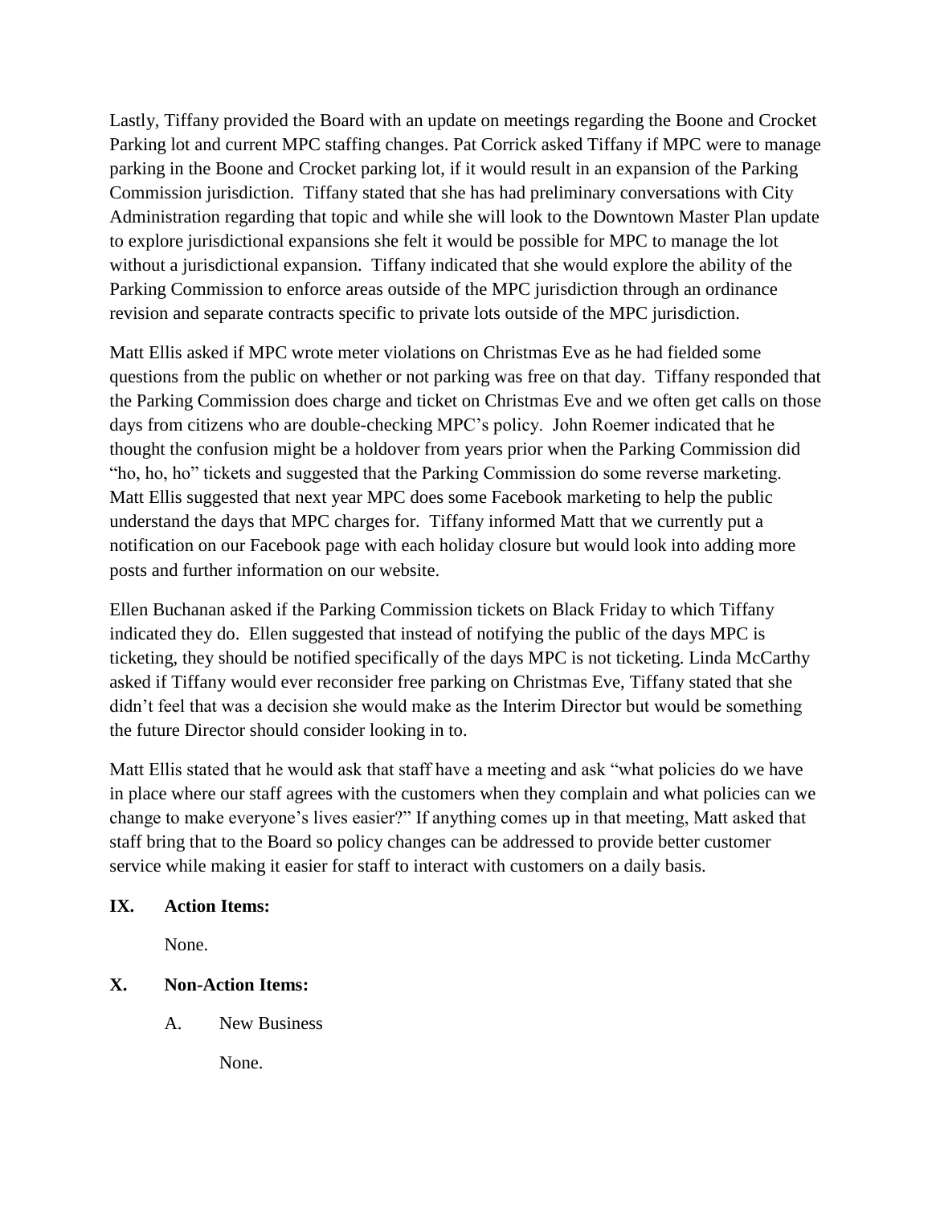Lastly, Tiffany provided the Board with an update on meetings regarding the Boone and Crocket Parking lot and current MPC staffing changes. Pat Corrick asked Tiffany if MPC were to manage parking in the Boone and Crocket parking lot, if it would result in an expansion of the Parking Commission jurisdiction. Tiffany stated that she has had preliminary conversations with City Administration regarding that topic and while she will look to the Downtown Master Plan update to explore jurisdictional expansions she felt it would be possible for MPC to manage the lot without a jurisdictional expansion. Tiffany indicated that she would explore the ability of the Parking Commission to enforce areas outside of the MPC jurisdiction through an ordinance revision and separate contracts specific to private lots outside of the MPC jurisdiction.

Matt Ellis asked if MPC wrote meter violations on Christmas Eve as he had fielded some questions from the public on whether or not parking was free on that day. Tiffany responded that the Parking Commission does charge and ticket on Christmas Eve and we often get calls on those days from citizens who are double-checking MPC's policy. John Roemer indicated that he thought the confusion might be a holdover from years prior when the Parking Commission did "ho, ho, ho" tickets and suggested that the Parking Commission do some reverse marketing. Matt Ellis suggested that next year MPC does some Facebook marketing to help the public understand the days that MPC charges for. Tiffany informed Matt that we currently put a notification on our Facebook page with each holiday closure but would look into adding more posts and further information on our website.

Ellen Buchanan asked if the Parking Commission tickets on Black Friday to which Tiffany indicated they do. Ellen suggested that instead of notifying the public of the days MPC is ticketing, they should be notified specifically of the days MPC is not ticketing. Linda McCarthy asked if Tiffany would ever reconsider free parking on Christmas Eve, Tiffany stated that she didn't feel that was a decision she would make as the Interim Director but would be something the future Director should consider looking in to.

Matt Ellis stated that he would ask that staff have a meeting and ask "what policies do we have in place where our staff agrees with the customers when they complain and what policies can we change to make everyone's lives easier?" If anything comes up in that meeting, Matt asked that staff bring that to the Board so policy changes can be addressed to provide better customer service while making it easier for staff to interact with customers on a daily basis.

## IX. Action Items:

None.

## X. Non-Action Items:

A. New Business

None.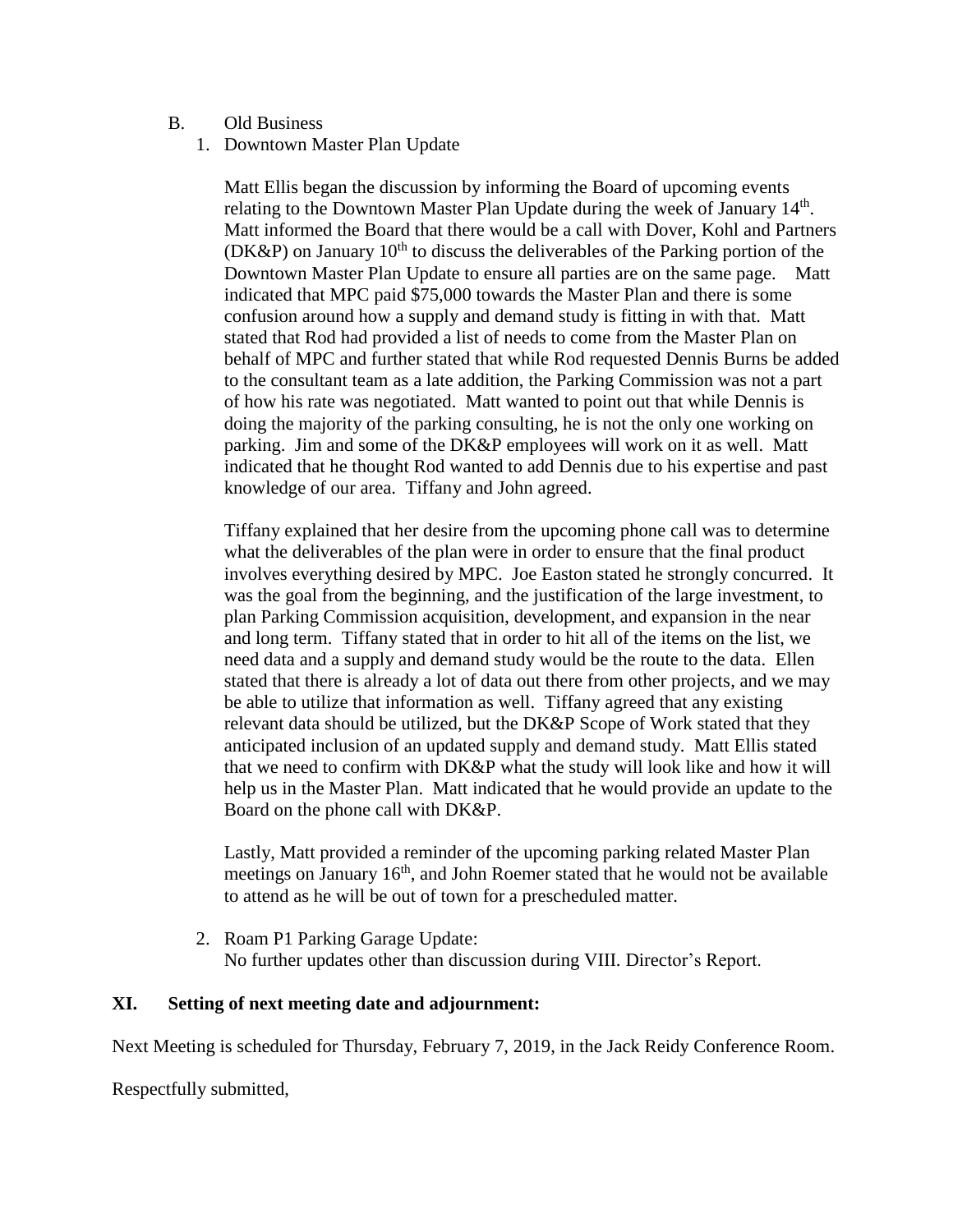B. Old Business

1. Downtown Master Plan Update

   Matt Ellis began the discussion by informing the Board of upcoming events relating to the Downtown Master Plan Update during the week of January 14th. Matt informed the Board that there would be a call with Dover, Kohl and Partners (DK&P) on January 10th to discuss the deliverables of the Parking portion of the Downtown Master Plan Update to ensure all parties are on the same page. Matt indicated that MPC paid $75,000 towards the Master Plan and there is some confusion around how a supply and demand study is fitting in with that. Matt stated that Rod had provided a list of needs to come from the Master Plan on behalf of MPC and further stated that while Rod requested Dennis Burns be added to the consultant team as a late addition, the Parking Commission was not a part of how his rate was negotiated. Matt wanted to point out that while Dennis is doing the majority of the parking consulting, he is not the only one working on parking. Jim and some of the DK&P employees will work on it as well. Matt indicated that he thought Rod wanted to add Dennis due to his expertise and past knowledge of our area. Tiffany and John agreed.

   Tiffany explained that her desire from the upcoming phone call was to determine what the deliverables of the plan were in order to ensure that the final product involves everything desired by MPC. Joe Easton stated he strongly concurred. It was the goal from the beginning, and the justification of the large investment, to plan Parking Commission acquisition, development, and expansion in the near and long term. Tiffany stated that in order to hit all of the items on the list, we need data and a supply and demand study would be the route to the data. Ellen stated that there is already a lot of data out there from other projects, and we may be able to utilize that information as well. Tiffany agreed that any existing relevant data should be utilized, but the DK&P Scope of Work stated that they anticipated inclusion of an updated supply and demand study. Matt Ellis stated that we need to confirm with DK&P what the study will look like and how it will help us in the Master Plan. Matt indicated that he would provide an update to the Board on the phone call with DK&P.

   Lastly, Matt provided a reminder of the upcoming parking related Master Plan meetings on January 16th, and John Roemer stated that he would not be available to attend as he will be out of town for a prescheduled matter.

2. Roam P1 Parking Garage Update:
   No further updates other than discussion during VIII. Director's Report.

## XI. Setting of next meeting date and adjournment:

Next Meeting is scheduled for Thursday, February 7, 2019, in the Jack Reidy Conference Room.

Respectfully submitted,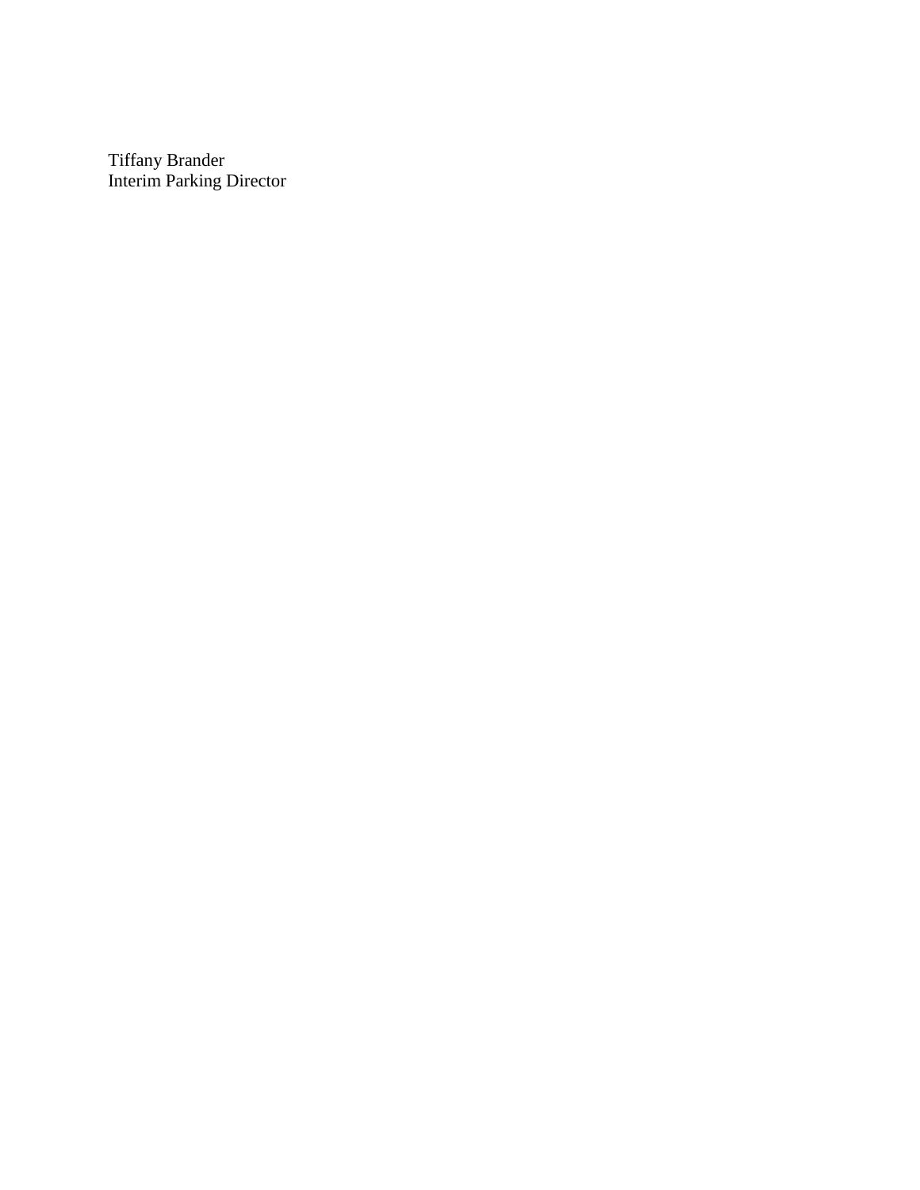Tiffany Brander
Interim Parking Director